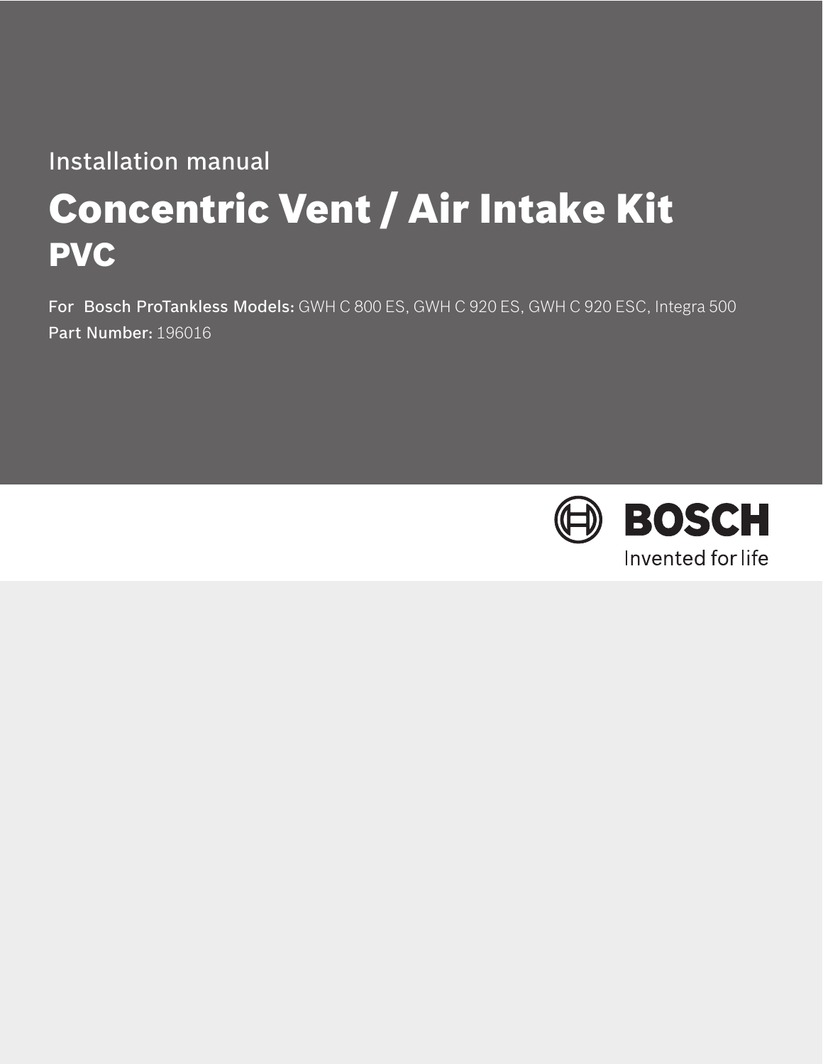Installation manual

# Concentric Vent / Air Intake Kit
## PVC

**For Bosch ProTankless Models:** GWH C 800 ES, GWH C 920 ES, GWH C 920 ESC, Integra 500

**Part Number:** 196016

BOSCH

Invented for life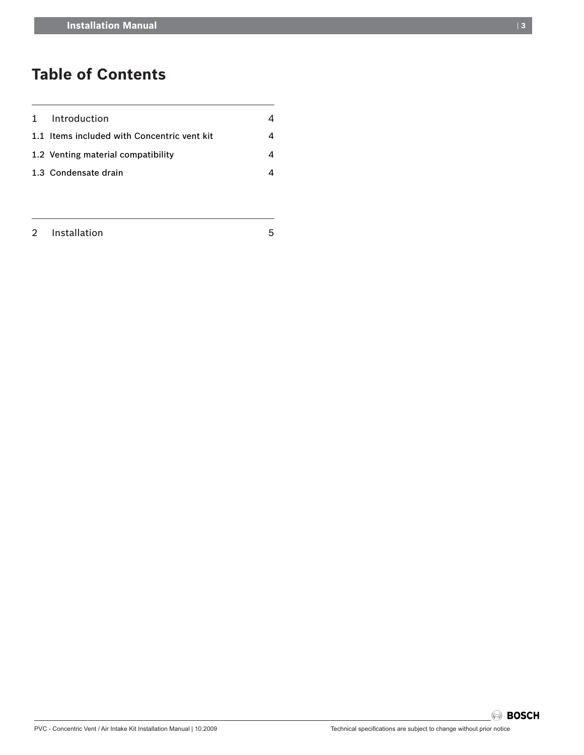# Table of Contents

| | |
|---|---|
| 1 Introduction | 4 |
| 1.1 Items included with Concentric vent kit | 4 |
| 1.2 Venting material compatibility | 4 |
| 1.3 Condensate drain | 4 |
| 2 Installation | 5 |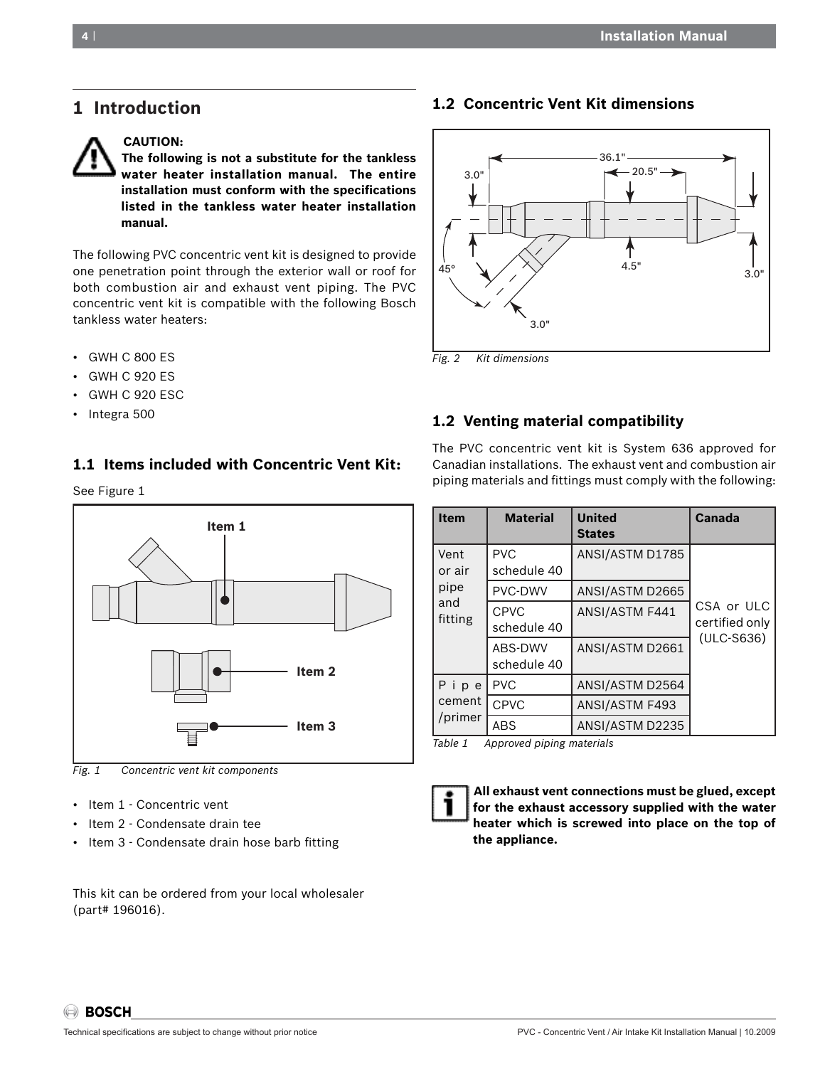# 1 Introduction

**CAUTION:**
**The following is not a substitute for the tankless water heater installation manual. The entire installation must conform with the specifications listed in the tankless water heater installation manual.**

The following PVC concentric vent kit is designed to provide one penetration point through the exterior wall or roof for both combustion air and exhaust vent piping. The PVC concentric vent kit is compatible with the following Bosch tankless water heaters:

- GWH C 800 ES
- GWH C 920 ES
- GWH C 920 ESC
- Integra 500

## 1.1 Items included with Concentric Vent Kit:

See Figure 1

*Fig. 1 Concentric vent kit components*

- Item 1 - Concentric vent
- Item 2 - Condensate drain tee
- Item 3 - Condensate drain hose barb fitting

This kit can be ordered from your local wholesaler (part# 196016).

## 1.2 Concentric Vent Kit dimensions

*Fig. 2 Kit dimensions*

## 1.2 Venting material compatibility

The PVC concentric vent kit is System 636 approved for Canadian installations. The exhaust vent and combustion air piping materials and fittings must comply with the following:

| Item | Material | United States | Canada |
|---|---|---|---|
| Vent or air pipe and fitting | PVC schedule 40 | ANSI/ASTM D1785 | CSA or ULC certified only (ULC-S636) |
| | PVC-DWV | ANSI/ASTM D2665 | |
| | CPVC schedule 40 | ANSI/ASTM F441 | |
| | ABS-DWV schedule 40 | ANSI/ASTM D2661 | |
| Pipe cement /primer | PVC | ANSI/ASTM D2564 | |
| | CPVC | ANSI/ASTM F493 | |
| | ABS | ANSI/ASTM D2235 | |

*Table 1 Approved piping materials*

**All exhaust vent connections must be glued, except for the exhaust accessory supplied with the water heater which is screwed into place on the top of the appliance.**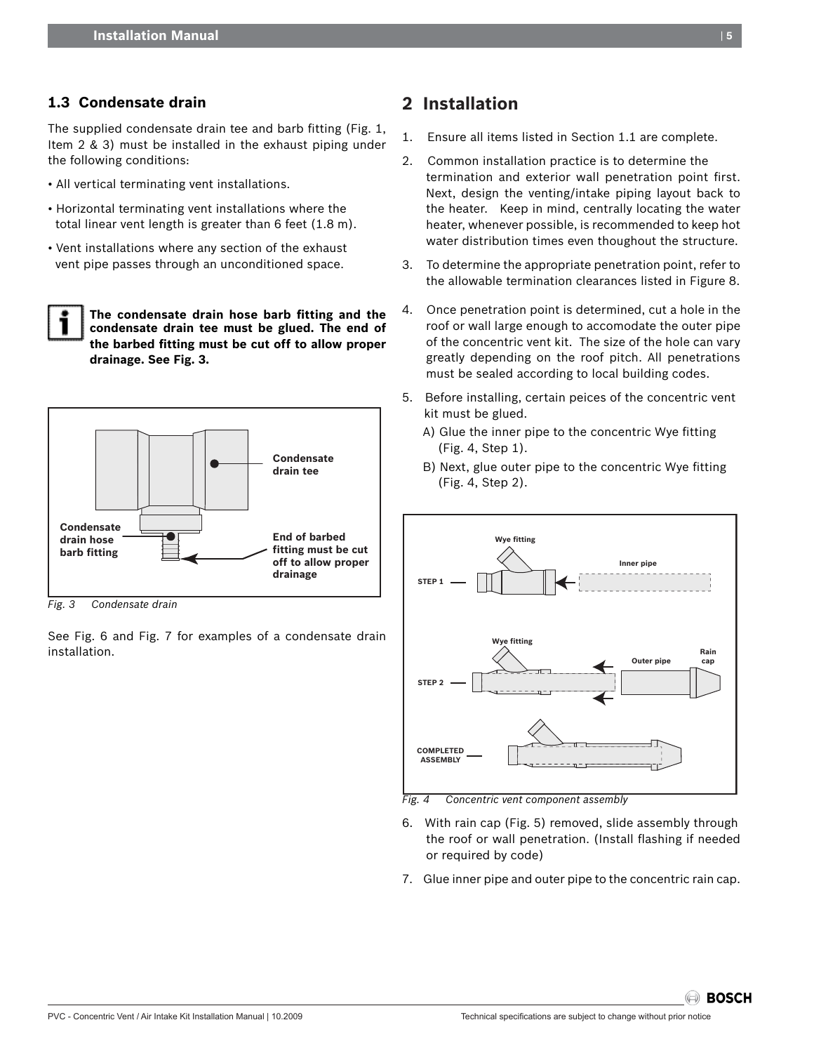### 1.3 Condensate drain

The supplied condensate drain tee and barb fitting (Fig. 1, Item 2 & 3) must be installed in the exhaust piping under the following conditions:

- All vertical terminating vent installations.
- Horizontal terminating vent installations where the total linear vent length is greater than 6 feet (1.8 m).
- Vent installations where any section of the exhaust vent pipe passes through an unconditioned space.

**The condensate drain hose barb fitting and the condensate drain tee must be glued. The end of the barbed fitting must be cut off to allow proper drainage. See Fig. 3.**

*Fig. 3 Condensate drain*

See Fig. 6 and Fig. 7 for examples of a condensate drain installation.

## 2 Installation

1. Ensure all items listed in Section 1.1 are complete.
2. Common installation practice is to determine the termination and exterior wall penetration point first. Next, design the venting/intake piping layout back to the heater. Keep in mind, centrally locating the water heater, whenever possible, is recommended to keep hot water distribution times even thoughout the structure.
3. To determine the appropriate penetration point, refer to the allowable termination clearances listed in Figure 8.
4. Once penetration point is determined, cut a hole in the roof or wall large enough to accomodate the outer pipe of the concentric vent kit. The size of the hole can vary greatly depending on the roof pitch. All penetrations must be sealed according to local building codes.
5. Before installing, certain peices of the concentric vent kit must be glued.
   A) Glue the inner pipe to the concentric Wye fitting (Fig. 4, Step 1).
   B) Next, glue outer pipe to the concentric Wye fitting (Fig. 4, Step 2).

*Fig. 4 Concentric vent component assembly*

6. With rain cap (Fig. 5) removed, slide assembly through the roof or wall penetration. (Install flashing if needed or required by code)
7. Glue inner pipe and outer pipe to the concentric rain cap.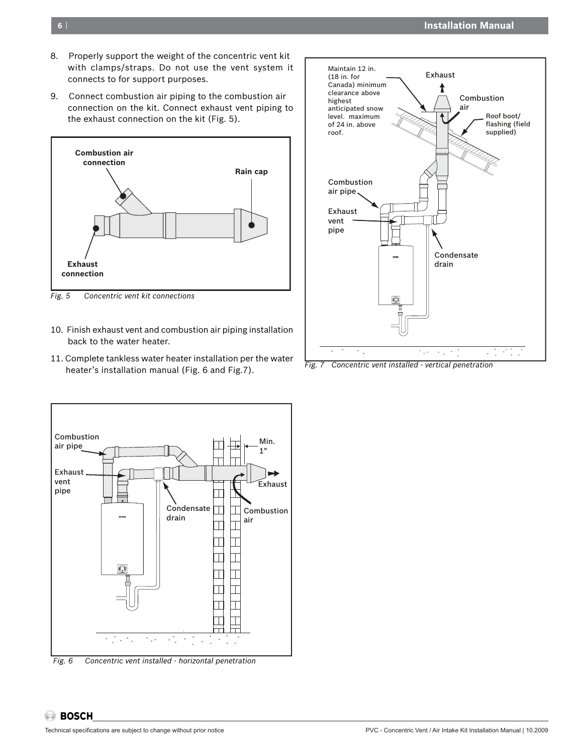8. Properly support the weight of the concentric vent kit with clamps/straps. Do not use the vent system it connects to for support purposes.

9. Connect combustion air piping to the combustion air connection on the kit. Connect exhaust vent piping to the exhaust connection on the kit (Fig. 5).

*Fig. 5 Concentric vent kit connections*

10. Finish exhaust vent and combustion air piping installation back to the water heater.

11. Complete tankless water heater installation per the water heater's installation manual (Fig. 6 and Fig.7).

*Fig. 6 Concentric vent installed - horizontal penetration*

*Fig. 7 Concentric vent installed - vertical penetration*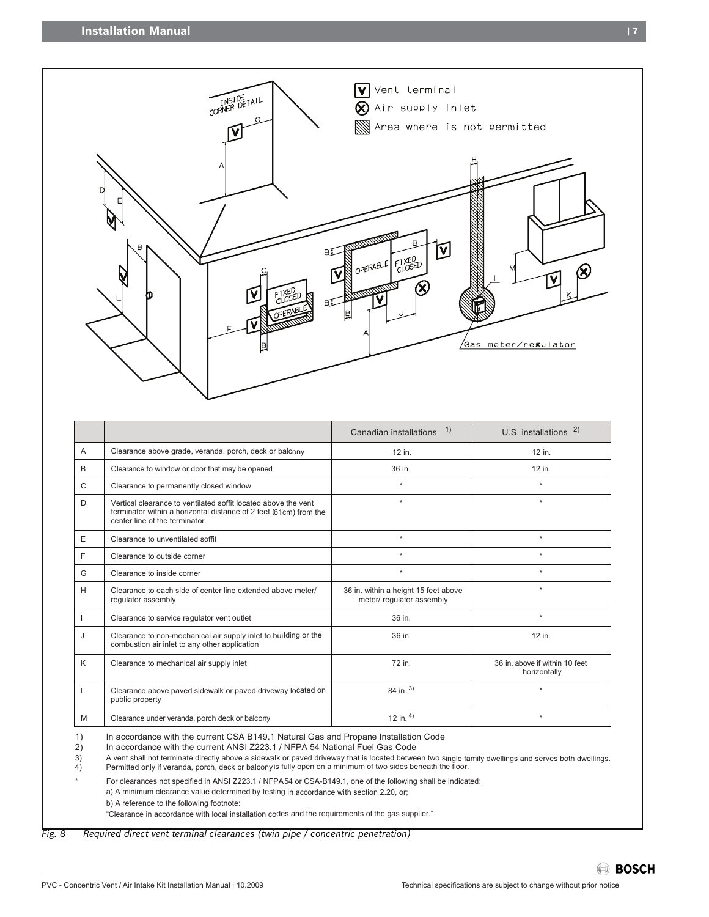| | | Canadian installations [1) ] | U.S. installations [2)] |
|---|---|---|---|
| A | Clearance above grade, veranda, porch, deck or balcony | 12 in. | 12 in. |
| B | Clearance to window or door that may be opened | 36 in. | 12 in. |
| C | Clearance to permanently closed window | * | * |
| D | Vertical clearance to ventilated soffit located above the vent terminator within a horizontal distance of 2 feet (61cm) from the center line of the terminator | * | * |
| E | Clearance to unventilated soffit | * | * |
| F | Clearance to outside corner | * | * |
| G | Clearance to inside corner | * | * |
| H | Clearance to each side of center line extended above meter/ regulator assembly | 36 in. within a height 15 feet above meter/ regulator assembly | * |
| I | Clearance to service regulator vent outlet | 36 in. | * |
| J | Clearance to non-mechanical air supply inlet to building or the combustion air inlet to any other application | 36 in. | 12 in. |
| K | Clearance to mechanical air supply inlet | 72 in. | 36 in. above if within 10 feet horizontally |
| L | Clearance above paved sidewalk or paved driveway located on public property | 84 in. [3)] | * |
| M | Clearance under veranda, porch deck or balcony | 12 in. [4)] | * |

1) In accordance with the current CSA B149.1 Natural Gas and Propane Installation Code
2) In accordance with the current ANSI Z223.1 / NFPA 54 National Fuel Gas Code
3) A vent shall not terminate directly above a sidewalk or paved driveway that is located between two single family dwellings and serves both dwellings.
4) Permitted only if veranda, porch, deck or balcony is fully open on a minimum of two sides beneath the floor.

\* For clearances not specified in ANSI Z223.1 / NFPA54 or CSA-B149.1, one of the following shall be indicated:
a) A minimum clearance value determined by testing in accordance with section 2.20, or;
b) A reference to the following footnote:
"Clearance in accordance with local installation codes and the requirements of the gas supplier."

*Fig. 8 Required direct vent terminal clearances (twin pipe / concentric penetration)*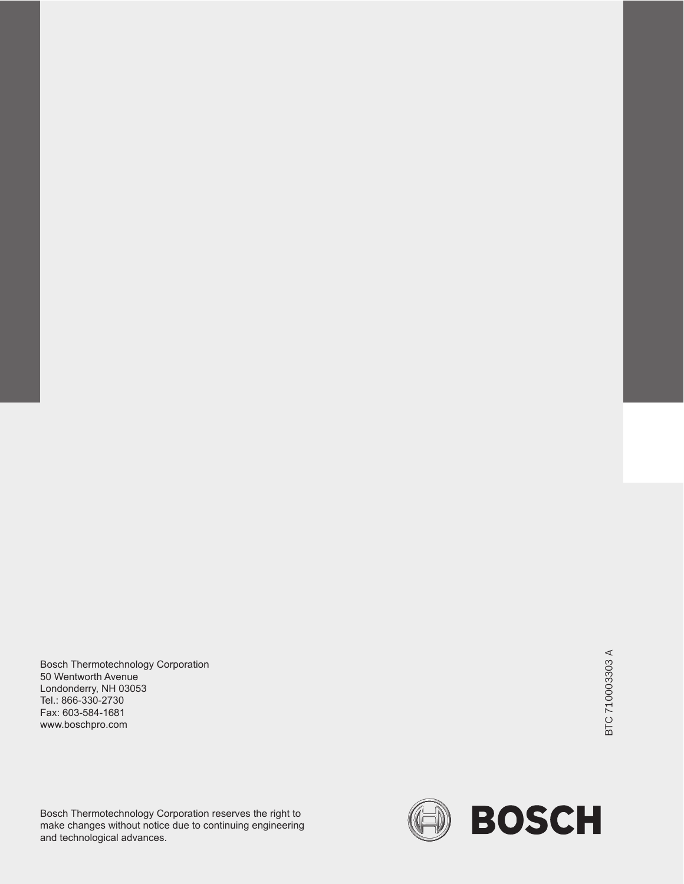Bosch Thermotechnology Corporation
50 Wentworth Avenue
Londonderry, NH 03053
Tel.: 866-330-2730
Fax: 603-584-1681
www.boschpro.com

BTC 710003303 A

Bosch Thermotechnology Corporation reserves the right to make changes without notice due to continuing engineering and technological advances.

BOSCH